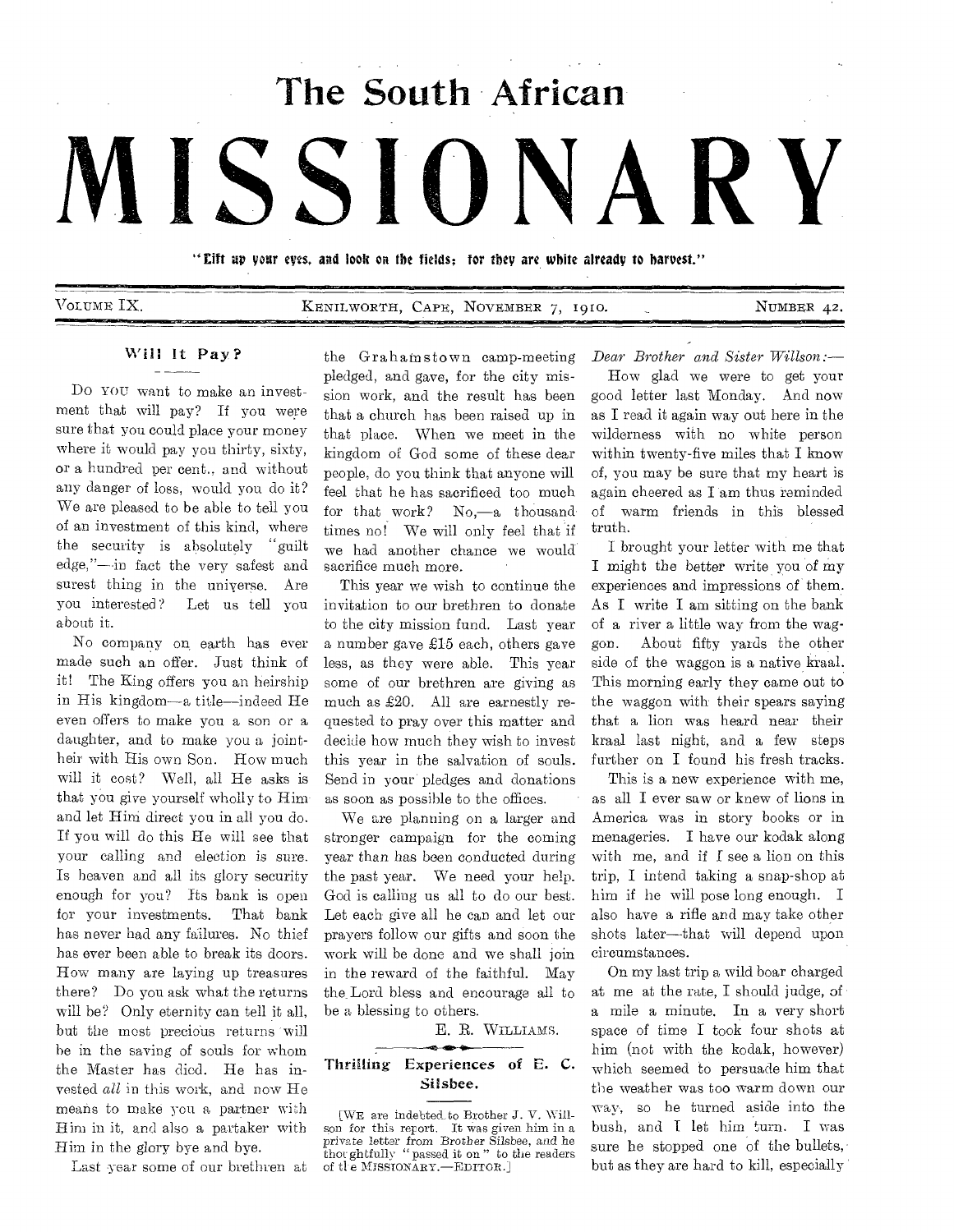# The South African MISSIONARY

"Lift up your eyes, and look on the fields; for they are white already to harvest."

VOLUME IX. KENILWORTH, CAPE, NOVEMBER 7, 1910. NUMBER 42.

## Will It Pay?

DO YOU want to make an investment that will pay? If you were sure that you could place your money where it would pay you thirty, sixty, or a hundred per cent., and without any danger of loss, would you do it? We are pleased to be able to tell you of an investment of this kind, where the security is absolutely "guilt edge,"—in fact the very safest and surest thing in the universe. Are you interested? Let us tell you about it.

No company on earth has ever made such an offer. Just think of it! The King offers you an heirship in His kingdom—a title—indeed He even offers to make you a son or a daughter, and to make you a joint-heir with His own Son. How much will it cost? Well, all He asks is that you give yourself wholly to Him and let Him direct you in all you do. If you will do this He will see that your calling and election is sure. Is heaven and all its glory security enough for you? Its bank is open for your investments. That bank has never had any failures. No thief has ever been able to break its doors. How many are laying up treasures there? Do you ask what the returns will be? Only eternity can tell it all, but the most precious returns will be in the saving of souls for whom the Master has died. He has invested *all* in this work, and now He means to make you a partner with Him in it, and also a partaker with Him in the glory bye and bye.

Last year some of our brethren at the Grahamstown camp-meeting pledged, and gave, for the city mission work, and the result has been that a church has been raised up in that place. When we meet in the kingdom of God some of these dear people, do you think that anyone will feel that he has sacrificed too much for that work? No,—a thousand times no! We will only feel that if we had another chance we would sacrifice much more.

This year we wish to continue the invitation to our brethren to donate to the city mission fund. Last year a number gave £15 each, others gave less, as they were able. This year some of our brethren are giving as much as £20. All are earnestly requested to pray over this matter and decide how much they wish to invest this year in the salvation of souls. Send in your pledges and donations as soon as possible to the offices.

We are planning on a larger and stronger campaign for the coming year than has been conducted during the past year. We need your help. God is calling us all to do our best. Let each give all he can and let our prayers follow our gifts and soon the work will be done and we shall join in the reward of the faithful. May the Lord bless and encourage all to be a blessing to others.

E. R. WILLIAMS.

## Thrilling Experiences of E. C. Silsbee.

[WE are indebted to Brother J. V. Willson for this report. It was given him in a private letter from Brother Silsbee, and he thoughtfully "passed it on" to the readers of the MISSIONARY.—EDITOR.]

*Dear Brother and Sister Willson:—*

How glad we were to get your good letter last Monday. And now as I read it again way out here in the wilderness with no white person within twenty-five miles that I know of, you may be sure that my heart is again cheered as I am thus reminded of warm friends in this blessed truth.

I brought your letter with me that I might the better write you of my experiences and impressions of them. As I write I am sitting on the bank of a river a little way from the waggon. About fifty yards the other side of the waggon is a native kraal. This morning early they came out to the waggon with their spears saying that a lion was heard near their kraal last night, and a few steps further on I found his fresh tracks.

This is a new experience with me, as all I ever saw or knew of lions in America was in story books or in menageries. I have our kodak along with me, and if I see a lion on this trip, I intend taking a snap-shop at him if he will pose long enough. I also have a rifle and may take other shots later—that will depend upon circumstances.

On my last trip a wild boar charged at me at the rate, I should judge, of a mile a minute. In a very short space of time I took four shots at him (not with the kodak, however) which seemed to persuade him that the weather was too warm down our way, so he turned aside into the bush, and I let him turn. I was sure he stopped one of the bullets, but as they are hard to kill, especially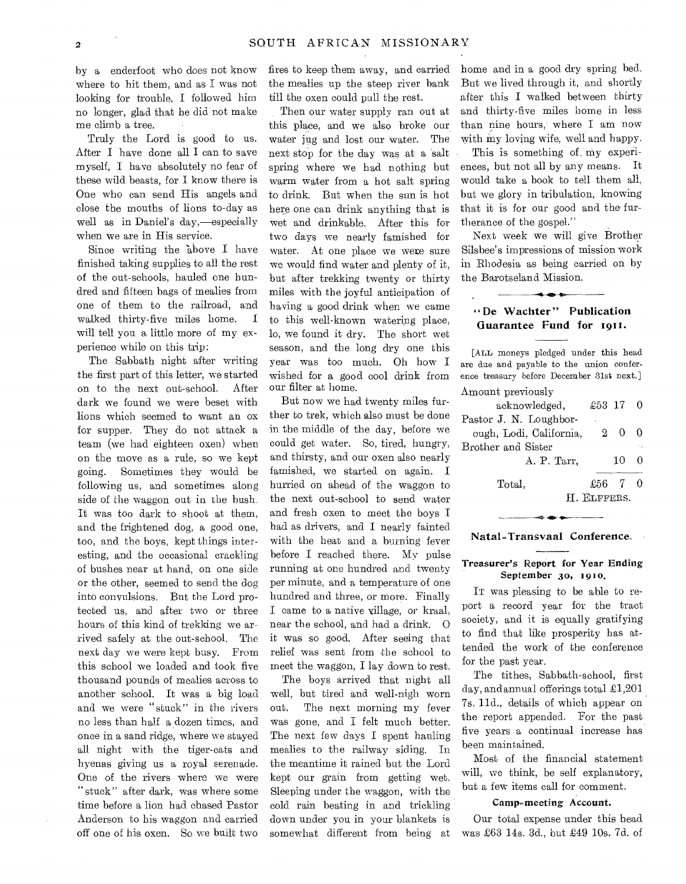by a enderfoot who does not know where to hit them, and as I was not looking for trouble, I followed him no longer, glad that he did not make me climb a tree.

Truly the Lord is good to us. After I have done all I can to save myself, I have absolutely no fear of these wild beasts, for I know there is One who can send His angels and close the mouths of lions to-day as well as in Daniel's day,—especially when we are in His service.

Since writing the above I have finished taking supplies to all the rest of the out-schools, hauled one hundred and fifteen bags of mealies from one of them to the railroad, and walked thirty-five miles home. I will tell you a little more of my experience while on this trip:

The Sabbath night after writing the first part of this letter, we started on to the next out-school. After dark we found we were beset with lions which seemed to want an ox for supper. They do not attack a team (we had eighteen oxen) when on the move as a rule, so we kept going. Sometimes they would be following us, and sometimes along side of the waggon out in the bush. It was too dark to shoot at them, and the frightened dog, a good one, too, and the boys, kept things interesting, and the occasional crackling of bushes near at hand, on one side or the other, seemed to send the dog into convulsions. But the Lord protected us, and after two or three hours of this kind of trekking we arrived safely at the out-school. The next day we were kept busy. From this school we loaded and took five thousand pounds of mealies across to another school. It was a big load and we were "stuck" in the rivers no less than half a dozen times, and once in a sand ridge, where we stayed all night with the tiger-cats and hyenas giving us a royal serenade. One of the rivers where we were "stuck" after dark, was where some time before a lion had chased Pastor Anderson to his waggon and carried off one of his oxen. So we built two fires to keep them away, and carried the mealies up the steep river bank till the oxen could pull the rest.

Then our water supply ran out at this place, and we also broke our water jug and lost our water. The next stop for the day was at a salt spring where we had nothing but warm water from a hot salt spring to drink. But when the sun is hot here one can drink anything that is wet and drinkable. After this for two days we nearly famished for water. At one place we were sure we would find water and plenty of it, but after trekking twenty or thirty miles with the joyful anticipation of having a good drink when we came to this well-known watering place, lo, we found it dry. The short wet season, and the long dry one this year was too much. Oh how I wished for a good cool drink from our filter at home.

But now we had twenty miles further to trek, which also must be done in the middle of the day, before we could get water. So, tired, hungry, and thirsty, and our oxen also nearly famished, we started on again. I hurried on ahead of the waggon to the next out-school to send water and fresh oxen to meet the boys I had as drivers, and I nearly fainted with the heat and a burning fever before I reached there. My pulse running at one hundred and twenty per minute, and a temperature of one hundred and three, or more. Finally I came to a native village, or kraal, near the school, and had a drink. O it was so good. After seeing that relief was sent from the school to meet the waggon, I lay down to rest.

The boys arrived that night all well, but tired and well-nigh worn out. The next morning my fever was gone, and I felt much better. The next few days I spent hauling mealies to the railway siding. In the meantime it rained but the Lord kept our grain from getting wet. Sleeping under the waggon, with the cold rain beating in and trickling down under you in your blankets is somewhat different from being at home and in a good dry spring bed. But we lived through it, and shortly after this I walked between thirty and thirty-five miles home in less than nine hours, where I am now with my loving wife, well and happy.

This is something of my experiences, but not all by any means. It would take a book to tell them all, but we glory in tribulation, knowing that it is for our good and the furtherance of the gospel."

Next week we will give Brother Silsbee's impressions of mission work in Rhodesia as being carried on by the Barotseland Mission.

## "De Wachter" Publication Guarantee Fund for 1911.

[ALL moneys pledged under this head are due and payable to the union conference treasury before December 31st next.]

| | £ | s. | d. |
|---|---|---|---|
| Amount previously acknowledged, | £53 | 17 | 0 |
| Pastor J. N. Loughborough, Lodi, California, | 2 | 0 | 0 |
| Brother and Sister A. P. Tarr, | | 10 | 0 |
| Total, | £56 | 7 | 0 |

H. ELFFERS.

## Natal-Transvaal Conference.

### Treasurer's Report for Year Ending September 30, 1910.

IT was pleasing to be able to report a record year for the tract society, and it is equally gratifying to find that like prosperity has attended the work of the conference for the past year.

The tithes, Sabbath-school, first day, and annual offerings total £1,201 7s. 11d., details of which appear on the report appended. For the past five years a continual increase has been maintained.

Most of the financial statement will, we think, be self explanatory, but a few items call for comment.

#### Camp-meeting Account.

Our total expense under this head was £63 14s. 3d., but £49 10s. 7d. of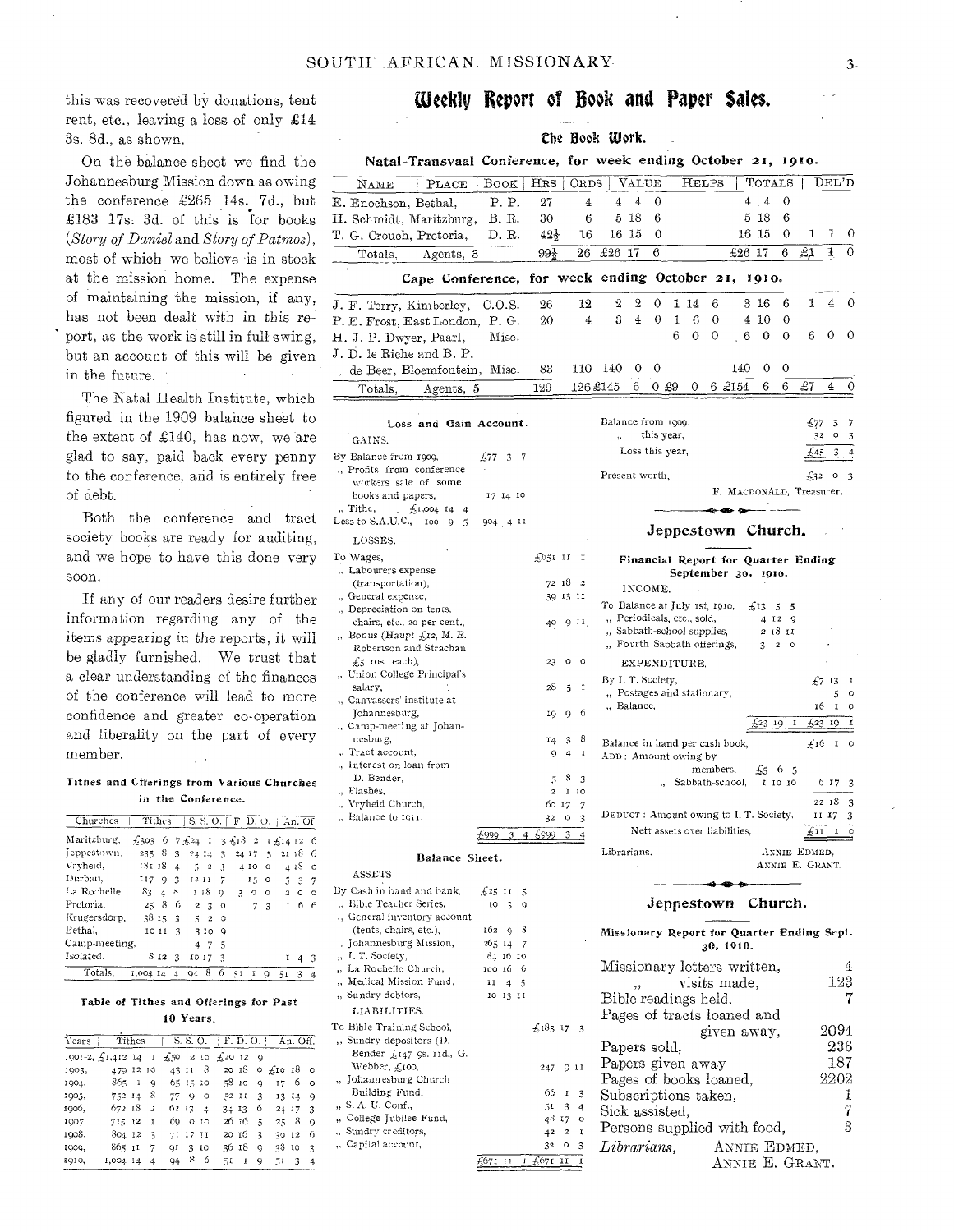this was recovered by donations, tent rent, etc., leaving a loss of only £14 3s. 8d., as shown.

On the balance sheet we find the Johannesburg Mission down as owing the conference £265 14s. 7d., but £183 17s. 3d. of this is for books (*Story of Daniel* and *Story of Patmos*), most of which we believe is in stock at the mission home. The expense of maintaining the mission, if any, has not been dealt with in this report, as the work is still in full swing, but an account of this will be given in the future.

The Natal Health Institute, which figured in the 1909 balance sheet to the extent of £140, has now, we are glad to say, paid back every penny to the conference, and is entirely free of debt.

Both the conference and tract society books are ready for auditing, and we hope to have this done very soon.

If any of our readers desire further information regarding any of the items appearing in the reports, it will be gladly furnished. We trust that a clear understanding of the finances of the conference will lead to more confidence and greater co-operation and liberality on the part of every member.

### Tithes and Offerings from Various Churches in the Conference.

| Churches | Tithes | S. S. O. | F. D. O. | An. Of. |
|---|---|---|---|---|
| Maritzburg, | £303 6 7 | £24 1 3 | £18 2 1 | £14 12 6 |
| Jeppestown, | 235 8 3 | 24 14 3 | 24 17 5 | 21 18 6 |
| Vryheid, | 181 18 4 | 5 2 3 | 4 10 0 | 4 18 0 |
| Durban, | 117 9 3 | 12 11 7 | 15 0 | 5 3 7 |
| La Rochelle, | 83 4 8 | 1 18 9 | 3 0 0 | 2 0 0 |
| Pretoria, | 25 8 6 | 2 3 0 | 7 3 | 1 6 6 |
| Krugersdorp, | 38 15 3 | 5 2 0 | | |
| Bethal, | 10 11 3 | 3 10 9 | | |
| Camp-meeting, | | 4 7 5 | | |
| Isolated, | 8 12 3 | 10 17 3 | | 1 4 3 |
| Totals, | 1,004 14 4 | 94 8 6 | 51 1 9 | 51 3 4 |

### Table of Tithes and Offerings for Past 10 Years.

| Years | Tithes | S. S. O. | F. D. O. | An. Off. |
|---|---|---|---|---|
| 1901-2, | £1,412 14 1 | £50 2 10 | £20 12 9 | |
| 1903, | 479 12 10 | 43 11 8 | 20 18 0 | £10 18 0 |
| 1904, | 865 1 9 | 65 15 10 | 58 10 9 | 17 6 0 |
| 1905, | 752 14 8 | 77 9 0 | 52 11 3 | 13 14 9 |
| 1906, | 672 18 2 | 62 13 4 | 34 13 6 | 24 17 3 |
| 1907, | 715 12 1 | 69 0 10 | 26 16 5 | 25 8 9 |
| 1908, | 804 12 3 | 71 17 11 | 20 16 3 | 30 12 6 |
| 1909, | 865 11 7 | 91 3 10 | 36 18 9 | 38 10 3 |
| 1910, | 1,004 14 4 | 94 8 6 | 51 1 9 | 51 3 4 |

# Weekly Report of Book and Paper Sales.

## The Book Work.

### Natal-Transvaal Conference, for week ending October 21, 1910.

| NAME | PLACE | BOOK | HRS | ORDS | VALUE | HELPS | TOTALS | DEL'D |
|---|---|---|---|---|---|---|---|---|
| E. Enochson, | Bethal, | P. P. | 27 | 4 | 4 4 0 | | 4 4 0 | |
| H. Schmidt, | Maritzburg, | B. R. | 30 | 6 | 5 18 6 | | 5 18 6 | |
| T. G. Crouch, | Pretoria, | D. R. | 42½ | 16 | 16 15 0 | | 16 15 0 | 1 1 0 |
| Totals, | Agents, 3 | | 99½ | 26 | £26 17 6 | | £26 17 6 | £1 1 0 |

### Cape Conference, for week ending October 21, 1910.

| NAME | PLACE | BOOK | HRS | ORDS | VALUE | HELPS | TOTALS | DEL'D |
|---|---|---|---|---|---|---|---|---|
| J. F. Terry, | Kimberley, | C.O.S. | 26 | 12 | 2 2 0 | 1 14 6 | 3 16 6 | 1 4 0 |
| P. E. Frost, | East London, | P. G. | 20 | 4 | 3 4 0 | 1 6 0 | 4 10 0 | |
| H. J. P. Dwyer, | Paarl, | Misc. | | | | 6 0 0 | 6 0 0 | 6 0 0 |
| J. D. le Riche and B. P. de Beer, | Bloemfontein, | Misc. | 83 | 110 | 140 0 0 | | 140 0 0 | |
| Totals, | Agents, 5 | | 129 | 126 | £145 6 0 | £9 0 6 | £154 6 6 | £7 4 0 |

### Loss and Gain Account.

GAINS.

| | | |
|---|---|---|
| By Balance from 1909, | £77 3 7 | |
| „ Profits from conference workers sale of some books and papers, | 17 14 10 | |
| „ Tithe, £1,004 14 4 | | |
| Less to S.A.U.C., 100 9 5 | 904 4 11 | |

LOSSES.

| | |
|---|---|
| To Wages, | £651 11 1 |
| „ Labourers expense (transportation), | 72 18 2 |
| „ General expense, | 39 13 11 |
| „ Depreciation on tents, chairs, etc., 20 per cent., | 40 9 11 |
| „ Bonus (Haupt £12, M. E. Robertson and Strachan £5 10s. each), | 23 0 0 |
| „ Union College Principal's salary, | 28 5 1 |
| „ Canvassers' institute at Johannesburg, | 19 9 6 |
| „ Camp-meeting at Johannesburg, | 14 3 8 |
| „ Tract account, | 9 4 1 |
| „ Interest on loan from D. Bender, | 5 8 3 |
| „ Flashes, | 2 1 10 |
| „ Vryheid Church, | 60 17 7 |
| „ Balance to 1911, | 32 0 3 |
| | £999 3 4 £999 3 4 |

### Balance Sheet.

ASSETS

| | | |
|---|---|---|
| By Cash in hand and bank, | £25 11 5 | |
| „ Bible Teacher Series, | 10 3 9 | |
| „ General inventory account (tents, chairs, etc.), | 162 9 8 | |
| „ Johannesburg Mission, | 265 14 7 | |
| „ I. T. Society, | 84 16 10 | |
| „ La Rochelle Church, | 100 16 6 | |
| „ Medical Mission Fund, | 11 4 5 | |
| „ Sundry debtors, | 10 13 11 | |

LIABILITIES.

| | |
|---|---|
| To Bible Training School, | £183 17 3 |
| „ Sundry depositors (D. Bender £147 9s. 11d., G. Webber, £100, | 247 9 11 |
| „ Johannesburg Church Building Fund, | 66 1 3 |
| „ S. A. U. Conf., | 51 3 4 |
| „ College Jubilee Fund, | 48 17 0 |
| „ Sundry creditors, | 42 2 1 |
| „ Capital account, | 32 0 3 |
| | £671 11 1 £671 11 1 |

| | |
|---|---|
| Balance from 1909, | £77 3 7 |
| „ this year, | 32 0 3 |
| Loss this year, | £45 3 4 |
| Present worth, | £32 0 3 |

F. MACDONALD, Treasurer.

## Jeppestown Church.

### Financial Report for Quarter Ending September 30, 1910.

INCOME.

| | | |
|---|---|---|
| To Balance at July 1st, 1910, | £13 5 5 | |
| „ Periodicals, etc., sold, | 4 12 9 | |
| „ Sabbath-school supplies, | 2 18 11 | |
| „ Fourth Sabbath offerings, | 3 2 0 | |

EXPENDITURE.

| | | |
|---|---|---|
| By I. T. Society, | | £7 13 1 |
| „ Postages and stationary, | | 5 0 |
| „ Balance, | | 16 1 0 |
| | £23 19 1 | £23 19 1 |

| | | |
|---|---|---|
| Balance in hand per cash book, | | £16 1 0 |
| ADD: Amount owing by members, | £5 6 5 | |
| „ Sabbath-school, | 1 10 10 | 6 17 3 |
| | | 22 18 3 |
| DEDUCT: Amount owing to I. T. Society, | | 11 17 3 |
| Nett assets over liabilities, | | £11 1 0 |

Librarians, ANNIE EDMED, ANNIE E. GRANT.

## Jeppestown Church.

### Missionary Report for Quarter Ending Sept. 30, 1910.

| | |
|---|---|
| Missionary letters written, | 4 |
| „ visits made, | 123 |
| Bible readings held, | 7 |
| Pages of tracts loaned and given away, | 2094 |
| Papers sold, | 236 |
| Papers given away | 187 |
| Pages of books loaned, | 2202 |
| Subscriptions taken, | 1 |
| Sick assisted, | 7 |
| Persons supplied with food, | 3 |

*Librarians,* ANNIE EDMED, ANNIE E. GRANT.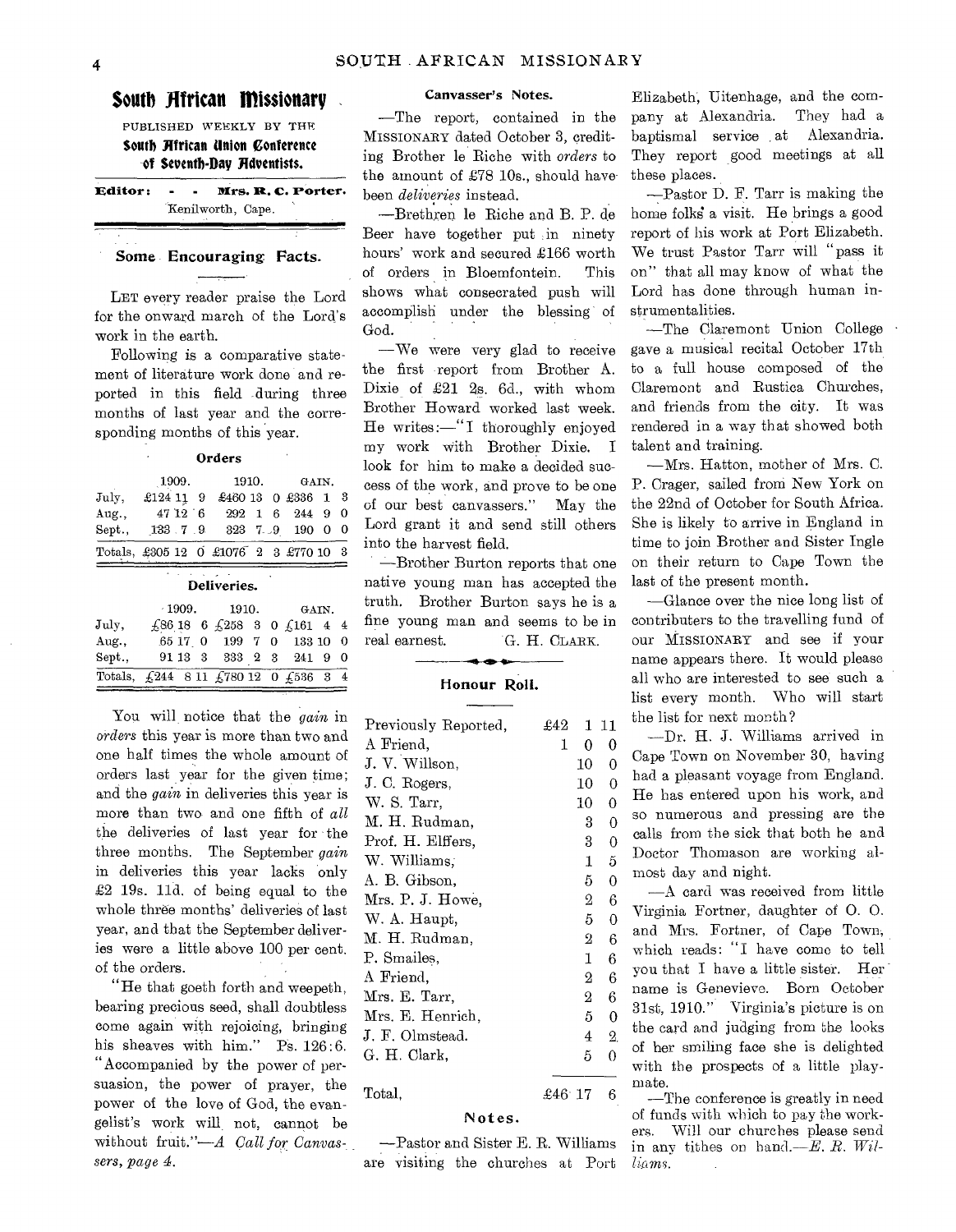# South African Missionary

PUBLISHED WEEKLY BY THE **South African Union Conference of Seventh-Day Adventists.**

**Editor:** - - **Mrs. R. C. Porter.** Kenilworth, Cape.

## Some Encouraging Facts.

LET every reader praise the Lord for the onward march of the Lord's work in the earth.

Following is a comparative statement of literature work done and reported in this field during three months of last year and the corresponding months of this year.

### Orders

| | 1909. | 1910. | GAIN. |
|---|---|---|---|
| July, | £124 11 9 | £460 13 0 | £336 1 3 |
| Aug., | 47 12 6 | 292 1 6 | 244 9 0 |
| Sept., | 133 7 9 | 323 7 9 | 190 0 0 |
| Totals, | £305 12 0 | £1076 2 3 | £770 10 3 |

### Deliveries.

| | 1909. | 1910. | GAIN. |
|---|---|---|---|
| July, | £86 18 6 | £258 3 0 | £161 4 4 |
| Aug., | 65 17 0 | 199 7 0 | 133 10 0 |
| Sept., | 91 13 3 | 333 2 3 | 241 9 0 |
| Totals, | £244 8 11 | £780 12 0 | £536 3 4 |

You will notice that the *gain* in *orders* this year is more than two and one half times the whole amount of orders last year for the given time; and the *gain* in deliveries this year is more than two and one fifth of *all* the deliveries of last year for the three months. The September *gain* in deliveries this year lacks only £2 19s. 11d. of being equal to the whole three months' deliveries of last year, and that the September deliveries were a little above 100 per cent. of the orders.

"He that goeth forth and weepeth, bearing precious seed, shall doubtless come again with rejoicing, bringing his sheaves with him." Ps. 126:6. "Accompanied by the power of persuasion, the power of prayer, the power of the love of God, the evangelist's work will not, cannot be without fruit."—*A Call for Canvassers, page 4.*

### Canvasser's Notes.

—The report, contained in the MISSIONARY dated October 3, crediting Brother le Riche with *orders* to the amount of £78 10s., should have been *deliveries* instead.

—Brethren le Riche and B. P. de Beer have together put in ninety hours' work and secured £166 worth of orders in Bloemfontein. This shows what consecrated push will accomplish under the blessing of God.

—We were very glad to receive the first report from Brother A. Dixie of £21 2s. 6d., with whom Brother Howard worked last week. He writes:—"I thoroughly enjoyed my work with Brother Dixie. I look for him to make a decided success of the work, and prove to be one of our best canvassers." May the Lord grant it and send still others into the harvest field.

—Brother Burton reports that one native young man has accepted the truth. Brother Burton says he is a fine young man and seems to be in real earnest.

G. H. CLARK.

### Honour Roll.

| | | | |
|---|---|---|---|
| Previously Reported, | £42 | 1 | 11 |
| A Friend, | 1 | 0 | 0 |
| J. V. Willson, | | 10 | 0 |
| J. C. Rogers, | | 10 | 0 |
| W. S. Tarr, | | 10 | 0 |
| M. H. Rudman, | | 3 | 0 |
| Prof. H. Elffers, | | 3 | 0 |
| W. Williams, | | 1 | 5 |
| A. B. Gibson, | | 5 | 0 |
| Mrs. P. J. Howe, | | 2 | 6 |
| W. A. Haupt, | | 5 | 0 |
| M. H. Rudman, | | 2 | 6 |
| P. Smailes, | | 1 | 6 |
| A Friend, | | 2 | 6 |
| Mrs. E. Tarr, | | 2 | 6 |
| Mrs. E. Henrich, | | 5 | 0 |
| J. F. Olmstead. | | 4 | 2 |
| G. H. Clark, | | 5 | 0 |
| Total, | £46 | 17 | 6 |

### Notes.

—Pastor and Sister E. R. Williams are visiting the churches at Port Elizabeth, Uitenhage, and the company at Alexandria. They had a baptismal service at Alexandria. They report good meetings at all these places.

—Pastor D. F. Tarr is making the home folks a visit. He brings a good report of his work at Port Elizabeth. We trust Pastor Tarr will "pass it on" that all may know of what the Lord has done through human instrumentalities.

—The Claremont Union College gave a musical recital October 17th to a full house composed of the Claremont and Rustica Churches, and friends from the city. It was rendered in a way that showed both talent and training.

—Mrs. Hatton, mother of Mrs. C. P. Crager, sailed from New York on the 22nd of October for South Africa. She is likely to arrive in England in time to join Brother and Sister Ingle on their return to Cape Town the last of the present month.

—Glance over the nice long list of contributers to the travelling fund of our MISSIONARY and see if your name appears there. It would please all who are interested to see such a list every month. Who will start the list for next month?

—Dr. H. J. Williams arrived in Cape Town on November 30, having had a pleasant voyage from England. He has entered upon his work, and so numerous and pressing are the calls from the sick that both he and Doctor Thomason are working almost day and night.

—A card was received from little Virginia Fortner, daughter of O. O. and Mrs. Fortner, of Cape Town, which reads: "I have come to tell you that I have a little sister. Her name is Genevieve. Born October 31st, 1910." Virginia's picture is on the card and judging from the looks of her smiling face she is delighted with the prospects of a little playmate.

—The conference is greatly in need of funds with which to pay the workers. Will our churches please send in any tithes on hand.—*E. R. Williams.*